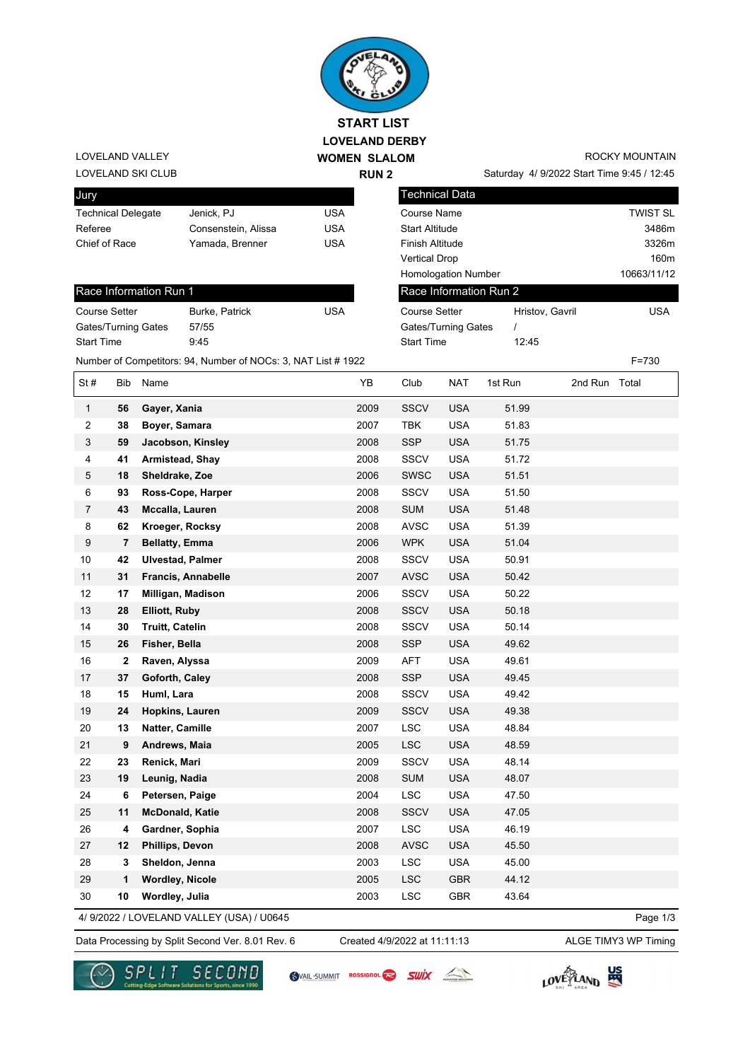# START LIST

## LOVELAND DERBY

## WOMEN SLALOM

## RUN 2

LOVELAND VALLEY
LOVELAND SKI CLUB

ROCKY MOUNTAIN
Saturday 4/ 9/2022 Start Time 9:45 / 12:45

| Jury | | |
|---|---|---|
| Technical Delegate | Jenick, PJ | USA |
| Referee | Consenstein, Alissa | USA |
| Chief of Race | Yamada, Brenner | USA |

| Technical Data | |
|---|---|
| Course Name | TWIST SL |
| Start Altitude | 3486m |
| Finish Altitude | 3326m |
| Vertical Drop | 160m |
| Homologation Number | 10663/11/12 |

| Race Information Run 1 | | |
|---|---|---|
| Course Setter | Burke, Patrick | USA |
| Gates/Turning Gates | 57/55 | |
| Start Time | 9:45 | |

| Race Information Run 2 | | |
|---|---|---|
| Course Setter | Hristov, Gavril | USA |
| Gates/Turning Gates | / | |
| Start Time | 12:45 | |

Number of Competitors: 94, Number of NOCs: 3, NAT List # 1922 F=730

| St # | Bib | Name | YB | Club | NAT | 1st Run | 2nd Run | Total |
|---|---|---|---|---|---|---|---|---|
| 1 | **56** | **Gayer, Xania** | 2009 | SSCV | USA | 51.99 | | |
| 2 | **38** | **Boyer, Samara** | 2007 | TBK | USA | 51.83 | | |
| 3 | **59** | **Jacobson, Kinsley** | 2008 | SSP | USA | 51.75 | | |
| 4 | **41** | **Armistead, Shay** | 2008 | SSCV | USA | 51.72 | | |
| 5 | **18** | **Sheldrake, Zoe** | 2006 | SWSC | USA | 51.51 | | |
| 6 | **93** | **Ross-Cope, Harper** | 2008 | SSCV | USA | 51.50 | | |
| 7 | **43** | **Mccalla, Lauren** | 2008 | SUM | USA | 51.48 | | |
| 8 | **62** | **Kroeger, Rocksy** | 2008 | AVSC | USA | 51.39 | | |
| 9 | **7** | **Bellatty, Emma** | 2006 | WPK | USA | 51.04 | | |
| 10 | **42** | **Ulvestad, Palmer** | 2008 | SSCV | USA | 50.91 | | |
| 11 | **31** | **Francis, Annabelle** | 2007 | AVSC | USA | 50.42 | | |
| 12 | **17** | **Milligan, Madison** | 2006 | SSCV | USA | 50.22 | | |
| 13 | **28** | **Elliott, Ruby** | 2008 | SSCV | USA | 50.18 | | |
| 14 | **30** | **Truitt, Catelin** | 2008 | SSCV | USA | 50.14 | | |
| 15 | **26** | **Fisher, Bella** | 2008 | SSP | USA | 49.62 | | |
| 16 | **2** | **Raven, Alyssa** | 2009 | AFT | USA | 49.61 | | |
| 17 | **37** | **Goforth, Caley** | 2008 | SSP | USA | 49.45 | | |
| 18 | **15** | **Huml, Lara** | 2008 | SSCV | USA | 49.42 | | |
| 19 | **24** | **Hopkins, Lauren** | 2009 | SSCV | USA | 49.38 | | |
| 20 | **13** | **Natter, Camille** | 2007 | LSC | USA | 48.84 | | |
| 21 | **9** | **Andrews, Maia** | 2005 | LSC | USA | 48.59 | | |
| 22 | **23** | **Renick, Mari** | 2009 | SSCV | USA | 48.14 | | |
| 23 | **19** | **Leunig, Nadia** | 2008 | SUM | USA | 48.07 | | |
| 24 | **6** | **Petersen, Paige** | 2004 | LSC | USA | 47.50 | | |
| 25 | **11** | **McDonald, Katie** | 2008 | SSCV | USA | 47.05 | | |
| 26 | **4** | **Gardner, Sophia** | 2007 | LSC | USA | 46.19 | | |
| 27 | **12** | **Phillips, Devon** | 2008 | AVSC | USA | 45.50 | | |
| 28 | **3** | **Sheldon, Jenna** | 2003 | LSC | USA | 45.00 | | |
| 29 | **1** | **Wordley, Nicole** | 2005 | LSC | GBR | 44.12 | | |
| 30 | **10** | **Wordley, Julia** | 2003 | LSC | GBR | 43.64 | | |

4/ 9/2022 / LOVELAND VALLEY (USA) / U0645

Data Processing by Split Second Ver. 8.01 Rev. 6 Created 4/9/2022 at 11:11:13 ALGE TIMY3 WP Timing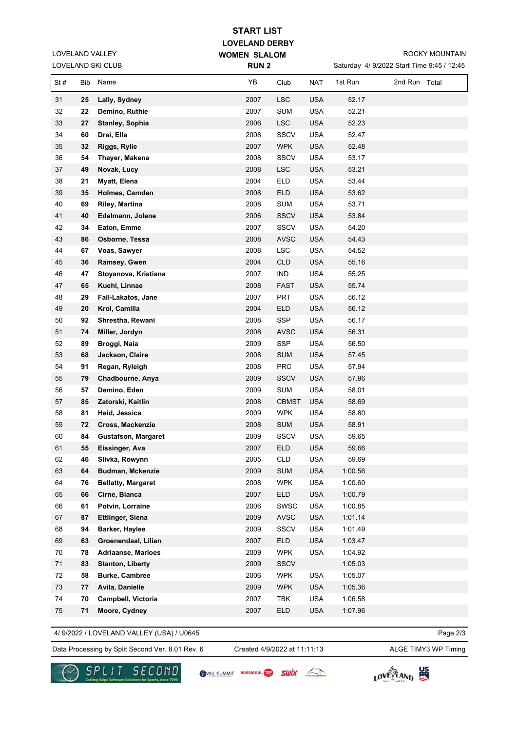# START LIST

## LOVELAND DERBY

## WOMEN SLALOM

### RUN 2

LOVELAND VALLEY
LOVELAND SKI CLUB

ROCKY MOUNTAIN
Saturday 4/ 9/2022 Start Time 9:45 / 12:45

| St # | Bib | Name | YB | Club | NAT | 1st Run | 2nd Run | Total |
|---|---|---|---|---|---|---|---|---|
| 31 | **25** | **Lally, Sydney** | 2007 | LSC | USA | 52.17 | | |
| 32 | **22** | **Demino, Ruthie** | 2007 | SUM | USA | 52.21 | | |
| 33 | **27** | **Stanley, Sophia** | 2006 | LSC | USA | 52.23 | | |
| 34 | **60** | **Drai, Ella** | 2008 | SSCV | USA | 52.47 | | |
| 35 | **32** | **Riggs, Rylie** | 2007 | WPK | USA | 52.48 | | |
| 36 | **54** | **Thayer, Makena** | 2008 | SSCV | USA | 53.17 | | |
| 37 | **49** | **Novak, Lucy** | 2008 | LSC | USA | 53.21 | | |
| 38 | **21** | **Myatt, Elena** | 2004 | ELD | USA | 53.44 | | |
| 39 | **35** | **Holmes, Camden** | 2008 | ELD | USA | 53.62 | | |
| 40 | **69** | **Riley, Martina** | 2008 | SUM | USA | 53.71 | | |
| 41 | **40** | **Edelmann, Jolene** | 2006 | SSCV | USA | 53.84 | | |
| 42 | **34** | **Eaton, Emme** | 2007 | SSCV | USA | 54.20 | | |
| 43 | **86** | **Osborne, Tessa** | 2008 | AVSC | USA | 54.43 | | |
| 44 | **67** | **Voas, Sawyer** | 2008 | LSC | USA | 54.52 | | |
| 45 | **36** | **Ramsey, Gwen** | 2004 | CLD | USA | 55.16 | | |
| 46 | **47** | **Stoyanova, Kristiana** | 2007 | IND | USA | 55.25 | | |
| 47 | **65** | **Kuehl, Linnae** | 2008 | FAST | USA | 55.74 | | |
| 48 | **29** | **Fall-Lakatos, Jane** | 2007 | PRT | USA | 56.12 | | |
| 49 | **20** | **Krol, Camilla** | 2004 | ELD | USA | 56.12 | | |
| 50 | **92** | **Shrestha, Rewani** | 2008 | SSP | USA | 56.17 | | |
| 51 | **74** | **Miller, Jordyn** | 2008 | AVSC | USA | 56.31 | | |
| 52 | **89** | **Broggi, Naia** | 2009 | SSP | USA | 56.50 | | |
| 53 | **68** | **Jackson, Claire** | 2008 | SUM | USA | 57.45 | | |
| 54 | **91** | **Regan, Ryleigh** | 2008 | PRC | USA | 57.94 | | |
| 55 | **79** | **Chadbourne, Anya** | 2009 | SSCV | USA | 57.96 | | |
| 56 | **57** | **Demino, Eden** | 2009 | SUM | USA | 58.01 | | |
| 57 | **85** | **Zatorski, Kaitlin** | 2008 | CBMST | USA | 58.69 | | |
| 58 | **81** | **Heid, Jessica** | 2009 | WPK | USA | 58.80 | | |
| 59 | **72** | **Cross, Mackenzie** | 2008 | SUM | USA | 58.91 | | |
| 60 | **84** | **Gustafson, Margaret** | 2009 | SSCV | USA | 59.65 | | |
| 61 | **55** | **Eissinger, Ava** | 2007 | ELD | USA | 59.66 | | |
| 62 | **46** | **Slivka, Rowynn** | 2005 | CLD | USA | 59.69 | | |
| 63 | **64** | **Budman, Mckenzie** | 2009 | SUM | USA | 1:00.56 | | |
| 64 | **76** | **Bellatty, Margaret** | 2008 | WPK | USA | 1:00.60 | | |
| 65 | **66** | **Cirne, Bianca** | 2007 | ELD | USA | 1:00.79 | | |
| 66 | **61** | **Potvin, Lorraine** | 2006 | SWSC | USA | 1:00.85 | | |
| 67 | **87** | **Ettlinger, Siena** | 2009 | AVSC | USA | 1:01.14 | | |
| 68 | **94** | **Barker, Haylee** | 2009 | SSCV | USA | 1:01.49 | | |
| 69 | **63** | **Groenendaal, Lilian** | 2007 | ELD | USA | 1:03.47 | | |
| 70 | **78** | **Adriaanse, Marloes** | 2009 | WPK | USA | 1:04.92 | | |
| 71 | **83** | **Stanton, Liberty** | 2009 | SSCV | | 1:05.03 | | |
| 72 | **58** | **Burke, Cambree** | 2006 | WPK | USA | 1:05.07 | | |
| 73 | **77** | **Avila, Danielle** | 2009 | WPK | USA | 1:05.36 | | |
| 74 | **70** | **Campbell, Victoria** | 2007 | TBK | USA | 1:06.58 | | |
| 75 | **71** | **Moore, Cydney** | 2007 | ELD | USA | 1:07.96 | | |

4/ 9/2022 / LOVELAND VALLEY (USA) / U0645

Data Processing by Split Second Ver. 8.01 Rev. 6 — Created 4/9/2022 at 11:11:13 — ALGE TIMY3 WP Timing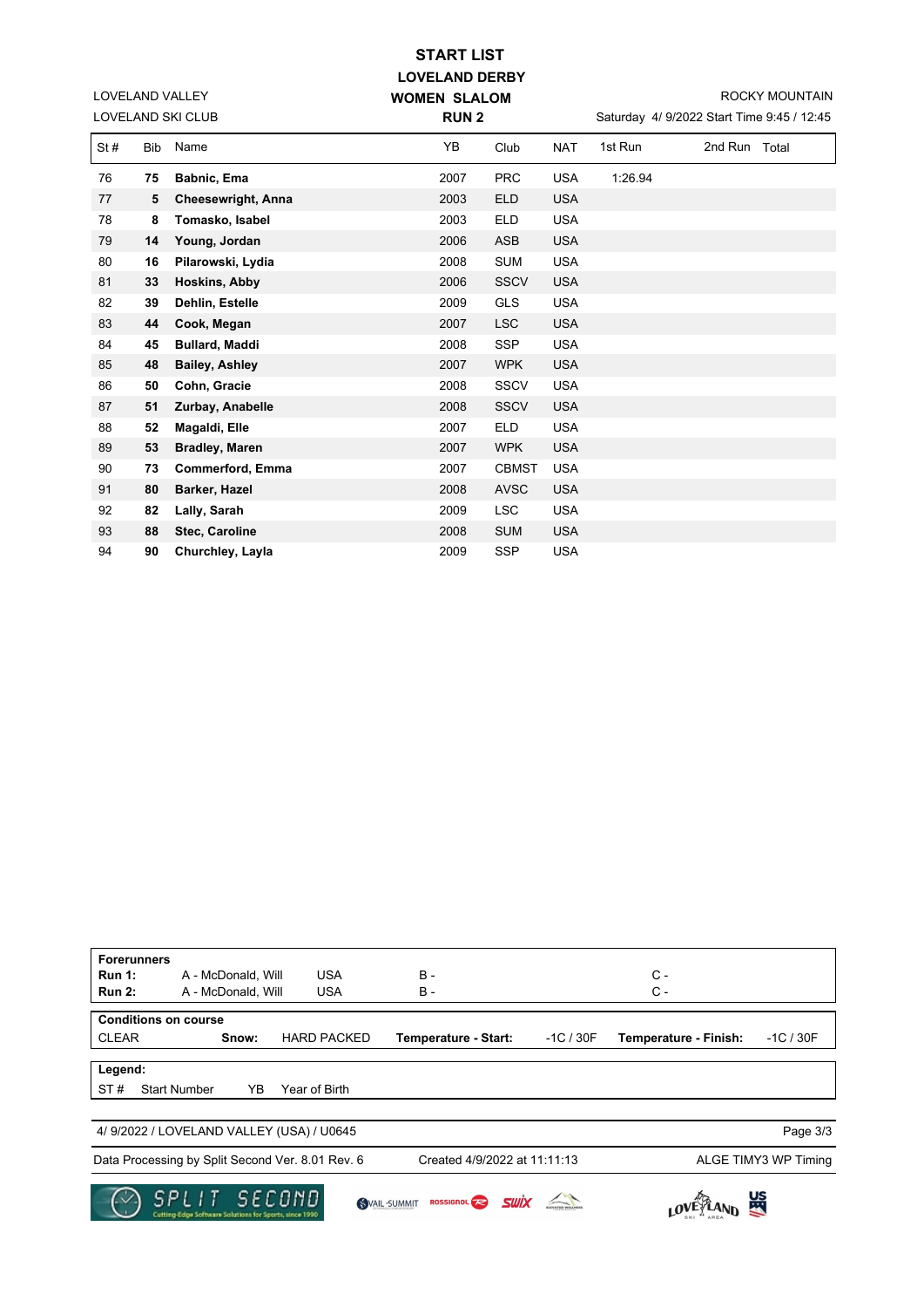# START LIST
## LOVELAND DERBY
## WOMEN SLALOM
## RUN 2

LOVELAND VALLEY
LOVELAND SKI CLUB

ROCKY MOUNTAIN
Saturday 4/ 9/2022 Start Time 9:45 / 12:45

| St # | Bib | Name | YB | Club | NAT | 1st Run | 2nd Run | Total |
|---|---|---|---|---|---|---|---|---|
| 76 | **75** | **Babnic, Ema** | 2007 | PRC | USA | 1:26.94 | | |
| 77 | **5** | **Cheesewright, Anna** | 2003 | ELD | USA | | | |
| 78 | **8** | **Tomasko, Isabel** | 2003 | ELD | USA | | | |
| 79 | **14** | **Young, Jordan** | 2006 | ASB | USA | | | |
| 80 | **16** | **Pilarowski, Lydia** | 2008 | SUM | USA | | | |
| 81 | **33** | **Hoskins, Abby** | 2006 | SSCV | USA | | | |
| 82 | **39** | **Dehlin, Estelle** | 2009 | GLS | USA | | | |
| 83 | **44** | **Cook, Megan** | 2007 | LSC | USA | | | |
| 84 | **45** | **Bullard, Maddi** | 2008 | SSP | USA | | | |
| 85 | **48** | **Bailey, Ashley** | 2007 | WPK | USA | | | |
| 86 | **50** | **Cohn, Gracie** | 2008 | SSCV | USA | | | |
| 87 | **51** | **Zurbay, Anabelle** | 2008 | SSCV | USA | | | |
| 88 | **52** | **Magaldi, Elle** | 2007 | ELD | USA | | | |
| 89 | **53** | **Bradley, Maren** | 2007 | WPK | USA | | | |
| 90 | **73** | **Commerford, Emma** | 2007 | CBMST | USA | | | |
| 91 | **80** | **Barker, Hazel** | 2008 | AVSC | USA | | | |
| 92 | **82** | **Lally, Sarah** | 2009 | LSC | USA | | | |
| 93 | **88** | **Stec, Caroline** | 2008 | SUM | USA | | | |
| 94 | **90** | **Churchley, Layla** | 2009 | SSP | USA | | | |

**Forerunners**

| | | | | |
|---|---|---|---|---|
| **Run 1:** | A - McDonald, Will | USA | B - | C - |
| **Run 2:** | A - McDonald, Will | USA | B - | C - |

**Conditions on course**

| | | | | | | |
|---|---|---|---|---|---|---|
| CLEAR | **Snow:** | HARD PACKED | **Temperature - Start:** | -1C / 30F | **Temperature - Finish:** | -1C / 30F |

**Legend:**
ST # Start Number YB Year of Birth

4/ 9/2022 / LOVELAND VALLEY (USA) / U0645

Data Processing by Split Second Ver. 8.01 Rev. 6 | Created 4/9/2022 at 11:11:13 | ALGE TIMY3 WP Timing